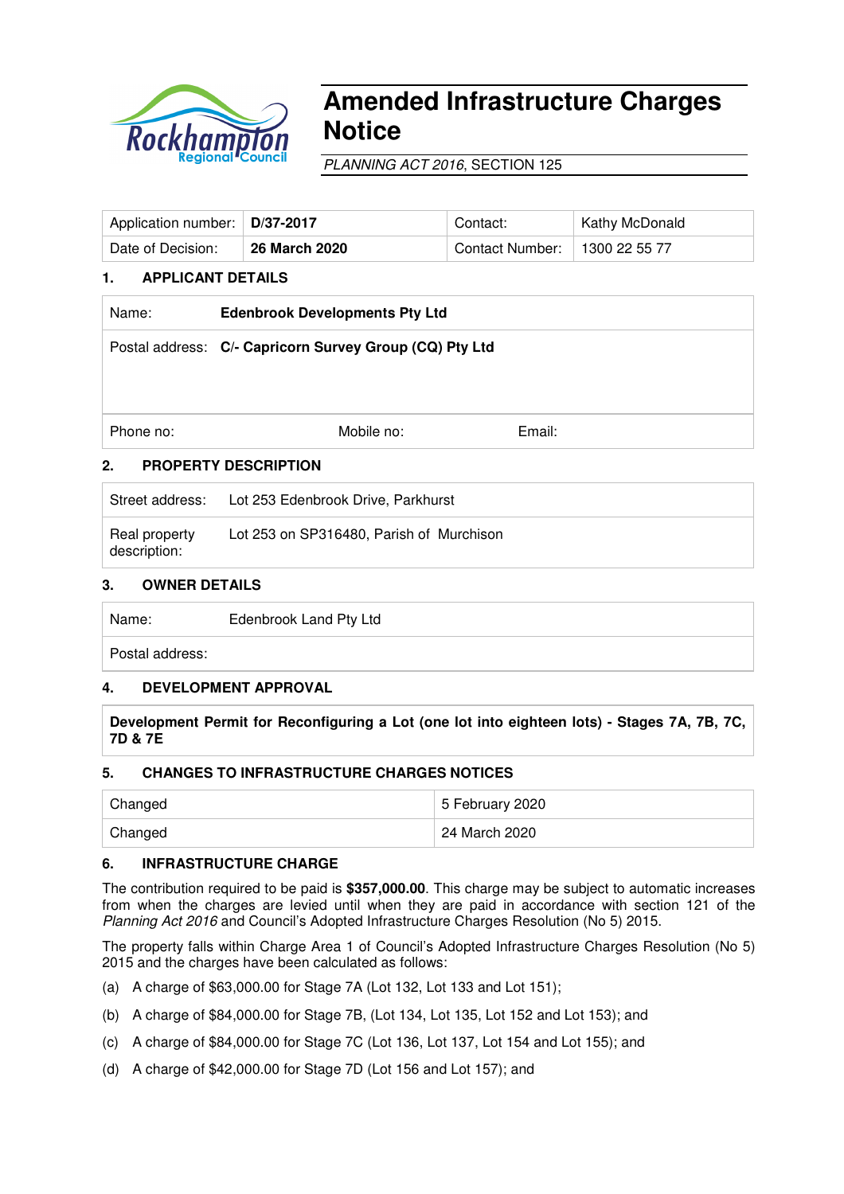# Amended Infrastructure Charges Notice

*PLANNING ACT 2016*, SECTION 125

| Application number: | **D/37-2017** | Contact: | Kathy McDonald |
|---|---|---|---|
| Date of Decision: | **26 March 2020** | Contact Number: | 1300 22 55 77 |

## 1. APPLICANT DETAILS

| | | | |
|---|---|---|---|
| Name: | **Edenbrook Developments Pty Ltd** | | |
| Postal address: | **C/- Capricorn Survey Group (CQ) Pty Ltd** | | |
| Phone no: | Mobile no: | Email: | |

## 2. PROPERTY DESCRIPTION

| | |
|---|---|
| Street address: | Lot 253 Edenbrook Drive, Parkhurst |
| Real property description: | Lot 253 on SP316480, Parish of Murchison |

## 3. OWNER DETAILS

| | |
|---|---|
| Name: | Edenbrook Land Pty Ltd |
| Postal address: | |

## 4. DEVELOPMENT APPROVAL

**Development Permit for Reconfiguring a Lot (one lot into eighteen lots) - Stages 7A, 7B, 7C, 7D & 7E**

## 5. CHANGES TO INFRASTRUCTURE CHARGES NOTICES

| | |
|---|---|
| Changed | 5 February 2020 |
| Changed | 24 March 2020 |

## 6. INFRASTRUCTURE CHARGE

The contribution required to be paid is **$357,000.00**. This charge may be subject to automatic increases from when the charges are levied until when they are paid in accordance with section 121 of the *Planning Act 2016* and Council's Adopted Infrastructure Charges Resolution (No 5) 2015.

The property falls within Charge Area 1 of Council's Adopted Infrastructure Charges Resolution (No 5) 2015 and the charges have been calculated as follows:

(a) A charge of $63,000.00 for Stage 7A (Lot 132, Lot 133 and Lot 151);

(b) A charge of $84,000.00 for Stage 7B, (Lot 134, Lot 135, Lot 152 and Lot 153); and

(c) A charge of $84,000.00 for Stage 7C (Lot 136, Lot 137, Lot 154 and Lot 155); and

(d) A charge of $42,000.00 for Stage 7D (Lot 156 and Lot 157); and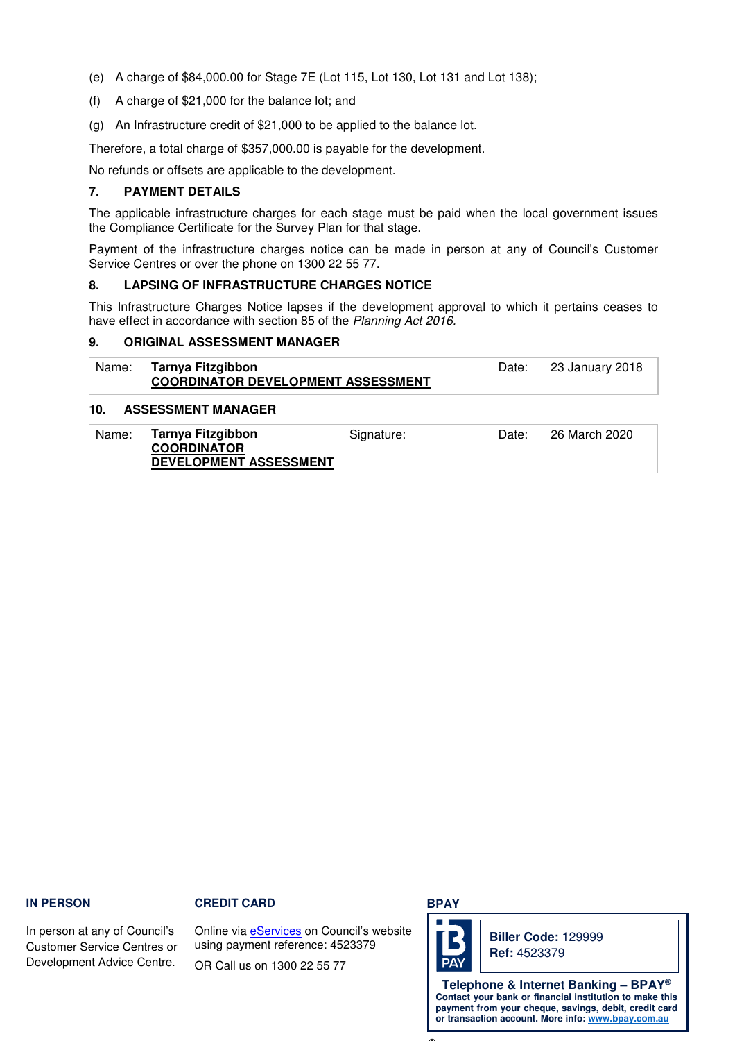(e) A charge of $84,000.00 for Stage 7E (Lot 115, Lot 130, Lot 131 and Lot 138);

(f) A charge of $21,000 for the balance lot; and

(g) An Infrastructure credit of $21,000 to be applied to the balance lot.

Therefore, a total charge of $357,000.00 is payable for the development.

No refunds or offsets are applicable to the development.

## 7. PAYMENT DETAILS

The applicable infrastructure charges for each stage must be paid when the local government issues the Compliance Certificate for the Survey Plan for that stage.

Payment of the infrastructure charges notice can be made in person at any of Council's Customer Service Centres or over the phone on 1300 22 55 77.

## 8. LAPSING OF INFRASTRUCTURE CHARGES NOTICE

This Infrastructure Charges Notice lapses if the development approval to which it pertains ceases to have effect in accordance with section 85 of the *Planning Act 2016*.

## 9. ORIGINAL ASSESSMENT MANAGER

| | | | |
|---|---|---|---|
| Name: | **Tarnya Fitzgibbon**<br>**COORDINATOR DEVELOPMENT ASSESSMENT** | Date: | 23 January 2018 |

## 10. ASSESSMENT MANAGER

| | | | | |
|---|---|---|---|---|
| Name: | **Tarnya Fitzgibbon**<br>**COORDINATOR DEVELOPMENT ASSESSMENT** | Signature: | Date: | 26 March 2020 |

**IN PERSON**

In person at any of Council's Customer Service Centres or Development Advice Centre.

**CREDIT CARD**

Online via eServices on Council's website using payment reference: 4523379

OR Call us on 1300 22 55 77

**BPAY**

**Biller Code:** 129999
**Ref:** 4523379

**Telephone & Internet Banking – BPAY®**
**Contact your bank or financial institution to make this payment from your cheque, savings, debit, credit card or transaction account. More info: www.bpay.com.au**